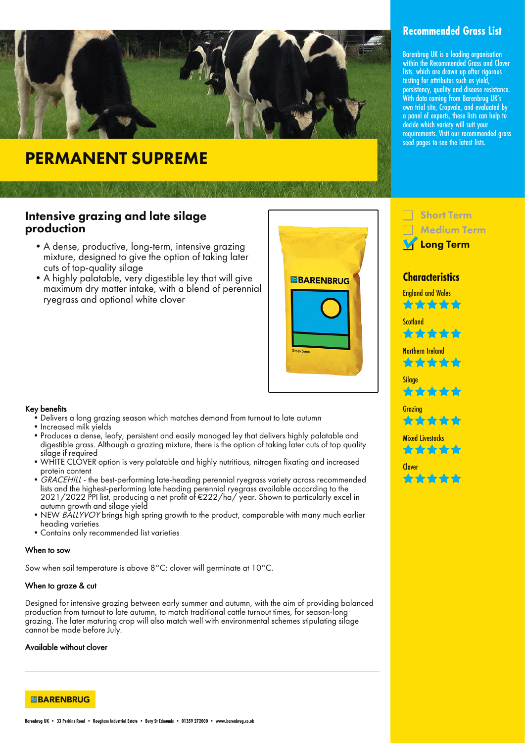# PERMANENT SUPREME

## Intensive grazing and late silage production

- A dense, productive, long-term, intensive grazing mixture, designed to give the option of taking later cuts of top-quality silage
- A highly palatable, very digestible ley that will give maximum dry matter intake, with a blend of perennial ryegrass and optional white clover

### Key benefits

- Delivers a long grazing season which matches demand from turnout to late autumn
- Increased milk yields
- Produces a dense, leafy, persistent and easily managed ley that delivers highly palatable and digestible grass. Although a grazing mixture, there is the option of taking later cuts of top quality silage if required
- WHITE CLOVER option is very palatable and highly nutritious, nitrogen fixating and increased protein content
- *GRACEHILL* - the best-performing late-heading perennial ryegrass variety across recommended lists and the highest-performing late heading perennial ryegrass available according to the 2021/2022 PPI list, producing a net profit of €222/ha/ year. Shown to particularly excel in autumn growth and silage yield
- NEW *BALLYVOY* brings high spring growth to the product, comparable with many much earlier heading varieties
- Contains only recommended list varieties

### When to sow

Sow when soil temperature is above 8°C; clover will germinate at 10°C.

### When to graze & cut

Designed for intensive grazing between early summer and autumn, with the aim of providing balanced production from turnout to late autumn, to match traditional cattle turnout times, for season-long grazing. The later maturing crop will also match well with environmental schemes stipulating silage cannot be made before July.

### Available without clover

## Recommended Grass List

Barenbrug UK is a leading organisation within the Recommended Grass and Clover lists, which are drawn up after rigorous testing for attributes such as yield, persistency, quality and disease resistance. With data coming from Barenbrug UK's own trial site, Cropvale, and evaluated by a panel of experts, these lists can help to decide which variety will suit your requirements. Visit our recommended grass seed pages to see the latest lists.

- [ ] Short Term
- [ ] Medium Term
- [x] Long Term

## Characteristics

| Characteristic | Rating |
|---|---|
| England and Wales | ★★★★★ |
| Scotland | ★★★★★ |
| Northern Ireland | ★★★★★ |
| Silage | ★★★★★ |
| Grazing | ★★★★★ |
| Mixed Livestocks | ★★★★★ |
| Clover | ★★★★★ |

BARENBRUG

Barenbrug UK • 33 Perkins Road • Rougham Industrial Estate • Bury St Edmunds • 01359 272000 • www.barenbrug.co.uk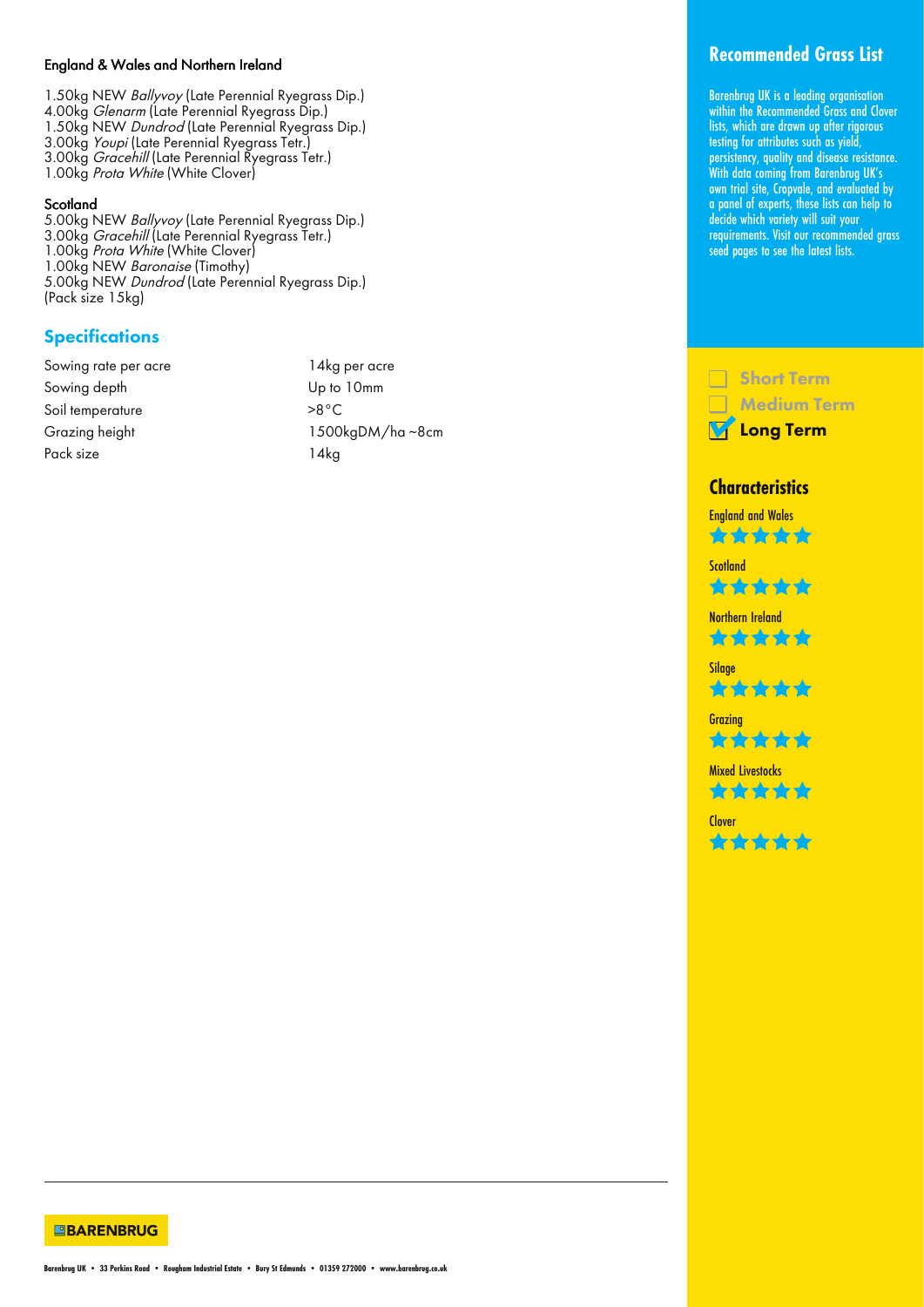**England & Wales and Northern Ireland**

1.50kg NEW *Ballyvoy* (Late Perennial Ryegrass Dip.)
4.00kg *Glenarm* (Late Perennial Ryegrass Dip.)
1.50kg NEW *Dundrod* (Late Perennial Ryegrass Dip.)
3.00kg *Youpi* (Late Perennial Ryegrass Tetr.)
3.00kg *Gracehill* (Late Perennial Ryegrass Tetr.)
1.00kg *Prota White* (White Clover)

**Scotland**

5.00kg NEW *Ballyvoy* (Late Perennial Ryegrass Dip.)
3.00kg *Gracehill* (Late Perennial Ryegrass Tetr.)
1.00kg *Prota White* (White Clover)
1.00kg NEW *Baronaise* (Timothy)
5.00kg NEW *Dundrod* (Late Perennial Ryegrass Dip.)
(Pack size 15kg)

## Specifications

| | |
|---|---|
| Sowing rate per acre | 14kg per acre |
| Sowing depth | Up to 10mm |
| Soil temperature | >8°C |
| Grazing height | 1500kgDM/ha ~8cm |
| Pack size | 14kg |

## Recommended Grass List

Barenbrug UK is a leading organisation within the Recommended Grass and Clover lists, which are drawn up after rigorous testing for attributes such as yield, persistency, quality and disease resistance. With data coming from Barenbrug UK's own trial site, Cropvale, and evaluated by a panel of experts, these lists can help to decide which variety will suit your requirements. Visit our recommended grass seed pages to see the latest lists.

- [ ] Short Term
- [ ] Medium Term
- [x] **Long Term**

## Characteristics

England and Wales
★★★★★

Scotland
★★★★★

Northern Ireland
★★★★★

Silage
★★★★★

Grazing
★★★★★

Mixed Livestocks
★★★★★

Clover
★★★★★

BARENBRUG

Barenbrug UK • 33 Perkins Road • Rougham Industrial Estate • Bury St Edmunds • 01359 272000 • www.barenbrug.co.uk